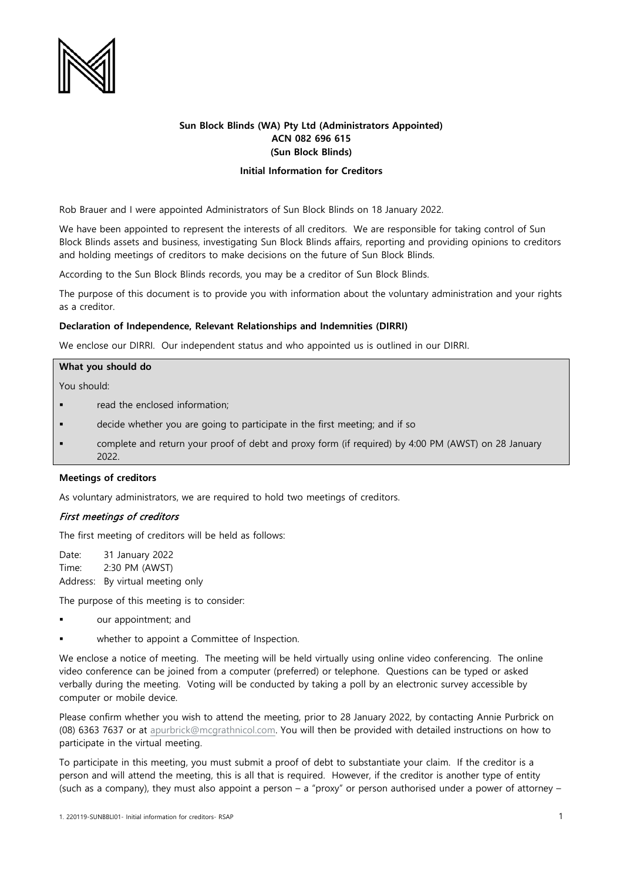**Sun Block Blinds (WA) Pty Ltd (Administrators Appointed)**
**ACN 082 696 615**
**(Sun Block Blinds)**

**Initial Information for Creditors**

Rob Brauer and I were appointed Administrators of Sun Block Blinds on 18 January 2022.

We have been appointed to represent the interests of all creditors. We are responsible for taking control of Sun Block Blinds assets and business, investigating Sun Block Blinds affairs, reporting and providing opinions to creditors and holding meetings of creditors to make decisions on the future of Sun Block Blinds.

According to the Sun Block Blinds records, you may be a creditor of Sun Block Blinds.

The purpose of this document is to provide you with information about the voluntary administration and your rights as a creditor.

**Declaration of Independence, Relevant Relationships and Indemnities (DIRRI)**

We enclose our DIRRI. Our independent status and who appointed us is outlined in our DIRRI.

**What you should do**

You should:

- read the enclosed information;
- decide whether you are going to participate in the first meeting; and if so
- complete and return your proof of debt and proxy form (if required) by 4:00 PM (AWST) on 28 January 2022.

**Meetings of creditors**

As voluntary administrators, we are required to hold two meetings of creditors.

*First meetings of creditors*

The first meeting of creditors will be held as follows:

Date: 31 January 2022
Time: 2:30 PM (AWST)
Address: By virtual meeting only

The purpose of this meeting is to consider:

- our appointment; and
- whether to appoint a Committee of Inspection.

We enclose a notice of meeting. The meeting will be held virtually using online video conferencing. The online video conference can be joined from a computer (preferred) or telephone. Questions can be typed or asked verbally during the meeting. Voting will be conducted by taking a poll by an electronic survey accessible by computer or mobile device.

Please confirm whether you wish to attend the meeting, prior to 28 January 2022, by contacting Annie Purbrick on (08) 6363 7637 or at apurbrick@mcgrathnicol.com. You will then be provided with detailed instructions on how to participate in the virtual meeting.

To participate in this meeting, you must submit a proof of debt to substantiate your claim. If the creditor is a person and will attend the meeting, this is all that is required. However, if the creditor is another type of entity (such as a company), they must also appoint a person – a "proxy" or person authorised under a power of attorney –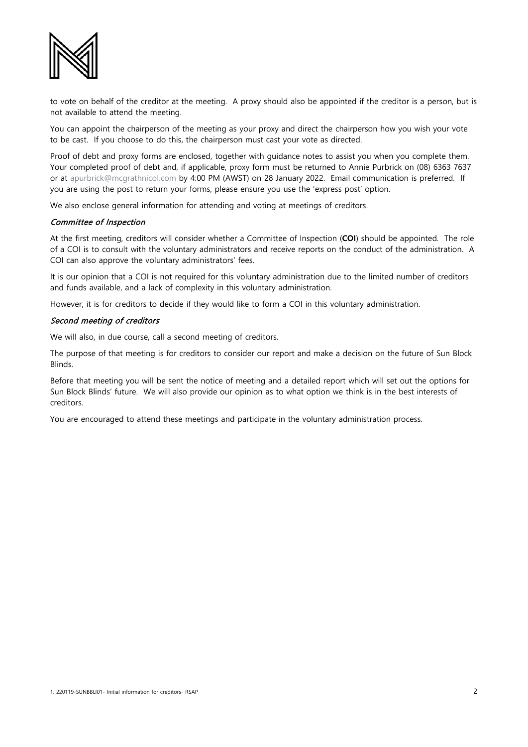to vote on behalf of the creditor at the meeting. A proxy should also be appointed if the creditor is a person, but is not available to attend the meeting.

You can appoint the chairperson of the meeting as your proxy and direct the chairperson how you wish your vote to be cast. If you choose to do this, the chairperson must cast your vote as directed.

Proof of debt and proxy forms are enclosed, together with guidance notes to assist you when you complete them. Your completed proof of debt and, if applicable, proxy form must be returned to Annie Purbrick on (08) 6363 7637 or at apurbrick@mcgrathnicol.com by 4:00 PM (AWST) on 28 January 2022. Email communication is preferred. If you are using the post to return your forms, please ensure you use the 'express post' option.

We also enclose general information for attending and voting at meetings of creditors.

### *Committee of Inspection*

At the first meeting, creditors will consider whether a Committee of Inspection (**COI**) should be appointed. The role of a COI is to consult with the voluntary administrators and receive reports on the conduct of the administration. A COI can also approve the voluntary administrators' fees.

It is our opinion that a COI is not required for this voluntary administration due to the limited number of creditors and funds available, and a lack of complexity in this voluntary administration.

However, it is for creditors to decide if they would like to form a COI in this voluntary administration.

### *Second meeting of creditors*

We will also, in due course, call a second meeting of creditors.

The purpose of that meeting is for creditors to consider our report and make a decision on the future of Sun Block Blinds.

Before that meeting you will be sent the notice of meeting and a detailed report which will set out the options for Sun Block Blinds' future. We will also provide our opinion as to what option we think is in the best interests of creditors.

You are encouraged to attend these meetings and participate in the voluntary administration process.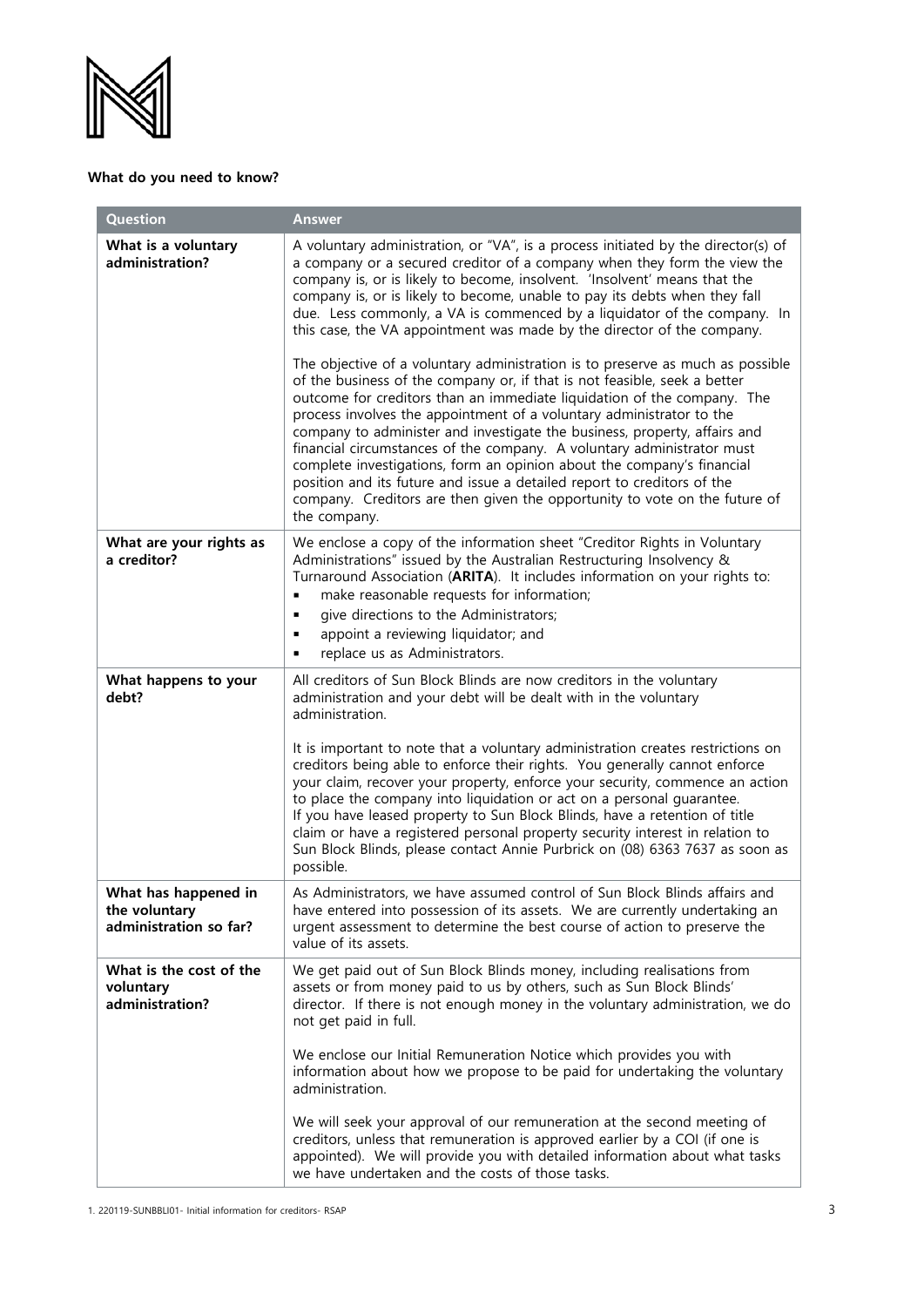**What do you need to know?**

| Question | Answer |
|---|---|
| **What is a voluntary administration?** | A voluntary administration, or "VA", is a process initiated by the director(s) of a company or a secured creditor of a company when they form the view the company is, or is likely to become, insolvent. 'Insolvent' means that the company is, or is likely to become, unable to pay its debts when they fall due. Less commonly, a VA is commenced by a liquidator of the company. In this case, the VA appointment was made by the director of the company.<br><br>The objective of a voluntary administration is to preserve as much as possible of the business of the company or, if that is not feasible, seek a better outcome for creditors than an immediate liquidation of the company. The process involves the appointment of a voluntary administrator to the company to administer and investigate the business, property, affairs and financial circumstances of the company. A voluntary administrator must complete investigations, form an opinion about the company's financial position and its future and issue a detailed report to creditors of the company. Creditors are then given the opportunity to vote on the future of the company. |
| **What are your rights as a creditor?** | We enclose a copy of the information sheet "Creditor Rights in Voluntary Administrations" issued by the Australian Restructuring Insolvency & Turnaround Association (**ARITA**). It includes information on your rights to:<br>▪ make reasonable requests for information;<br>▪ give directions to the Administrators;<br>▪ appoint a reviewing liquidator; and<br>▪ replace us as Administrators. |
| **What happens to your debt?** | All creditors of Sun Block Blinds are now creditors in the voluntary administration and your debt will be dealt with in the voluntary administration.<br><br>It is important to note that a voluntary administration creates restrictions on creditors being able to enforce their rights. You generally cannot enforce your claim, recover your property, enforce your security, commence an action to place the company into liquidation or act on a personal guarantee. If you have leased property to Sun Block Blinds, have a retention of title claim or have a registered personal property security interest in relation to Sun Block Blinds, please contact Annie Purbrick on (08) 6363 7637 as soon as possible. |
| **What has happened in the voluntary administration so far?** | As Administrators, we have assumed control of Sun Block Blinds affairs and have entered into possession of its assets. We are currently undertaking an urgent assessment to determine the best course of action to preserve the value of its assets. |
| **What is the cost of the voluntary administration?** | We get paid out of Sun Block Blinds money, including realisations from assets or from money paid to us by others, such as Sun Block Blinds' director. If there is not enough money in the voluntary administration, we do not get paid in full.<br><br>We enclose our Initial Remuneration Notice which provides you with information about how we propose to be paid for undertaking the voluntary administration.<br><br>We will seek your approval of our remuneration at the second meeting of creditors, unless that remuneration is approved earlier by a COI (if one is appointed). We will provide you with detailed information about what tasks we have undertaken and the costs of those tasks. |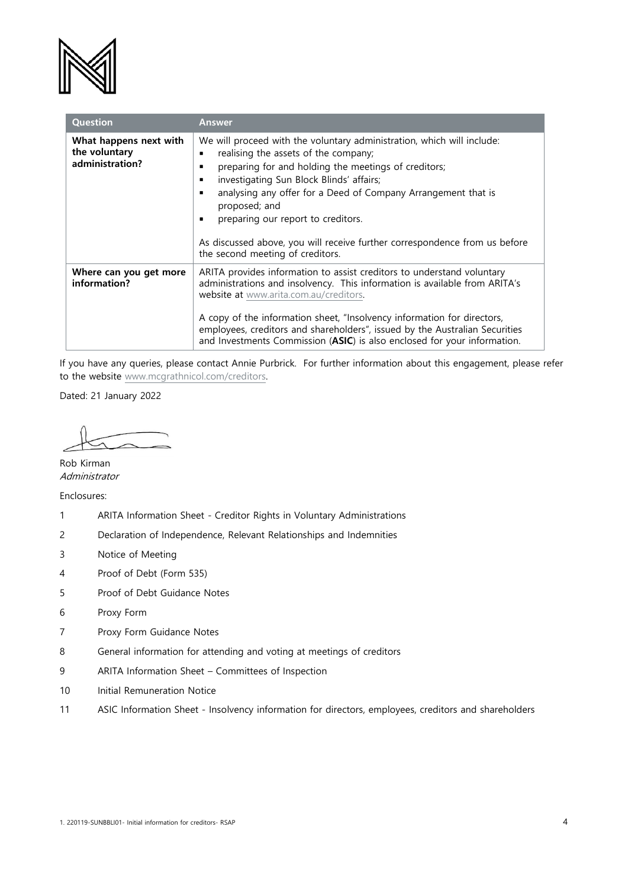| Question | Answer |
|---|---|
| **What happens next with the voluntary administration?** | We will proceed with the voluntary administration, which will include:<br>▪ realising the assets of the company;<br>▪ preparing for and holding the meetings of creditors;<br>▪ investigating Sun Block Blinds' affairs;<br>▪ analysing any offer for a Deed of Company Arrangement that is proposed; and<br>▪ preparing our report to creditors.<br><br>As discussed above, you will receive further correspondence from us before the second meeting of creditors. |
| **Where can you get more information?** | ARITA provides information to assist creditors to understand voluntary administrations and insolvency. This information is available from ARITA's website at www.arita.com.au/creditors.<br><br>A copy of the information sheet, "Insolvency information for directors, employees, creditors and shareholders", issued by the Australian Securities and Investments Commission (**ASIC**) is also enclosed for your information. |

If you have any queries, please contact Annie Purbrick. For further information about this engagement, please refer to the website www.mcgrathnicol.com/creditors.

Dated: 21 January 2022

Rob Kirman
*Administrator*

Enclosures:

1 ARITA Information Sheet - Creditor Rights in Voluntary Administrations

2 Declaration of Independence, Relevant Relationships and Indemnities

3 Notice of Meeting

4 Proof of Debt (Form 535)

5 Proof of Debt Guidance Notes

6 Proxy Form

7 Proxy Form Guidance Notes

8 General information for attending and voting at meetings of creditors

9 ARITA Information Sheet – Committees of Inspection

10 Initial Remuneration Notice

11 ASIC Information Sheet - Insolvency information for directors, employees, creditors and shareholders